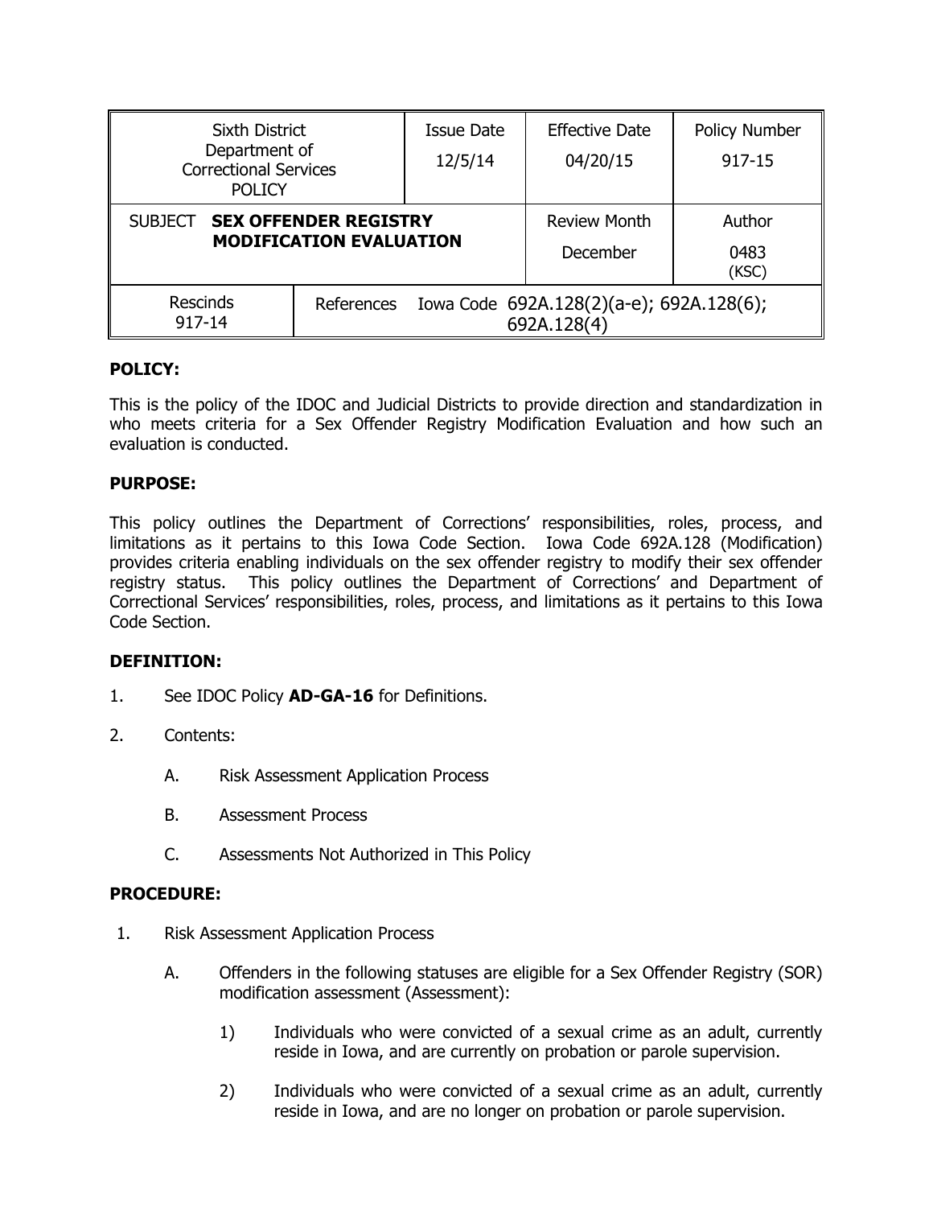| Sixth District Department of Correctional Services POLICY | | Issue Date 12/5/14 | Effective Date 04/20/15 | Policy Number 917-15 |
|---|---|---|---|---|
| SUBJECT **SEX OFFENDER REGISTRY MODIFICATION EVALUATION** | | | Review Month December | Author 0483 (KSC) |
| Rescinds 917-14 | References Iowa Code 692A.128(2)(a-e); 692A.128(6); 692A.128(4) | | | |

**POLICY:**

This is the policy of the IDOC and Judicial Districts to provide direction and standardization in who meets criteria for a Sex Offender Registry Modification Evaluation and how such an evaluation is conducted.

**PURPOSE:**

This policy outlines the Department of Corrections' responsibilities, roles, process, and limitations as it pertains to this Iowa Code Section. Iowa Code 692A.128 (Modification) provides criteria enabling individuals on the sex offender registry to modify their sex offender registry status. This policy outlines the Department of Corrections' and Department of Correctional Services' responsibilities, roles, process, and limitations as it pertains to this Iowa Code Section.

**DEFINITION:**

1. See IDOC Policy **AD-GA-16** for Definitions.

2. Contents:

   A. Risk Assessment Application Process

   B. Assessment Process

   C. Assessments Not Authorized in This Policy

**PROCEDURE:**

1. Risk Assessment Application Process

   A. Offenders in the following statuses are eligible for a Sex Offender Registry (SOR) modification assessment (Assessment):

      1) Individuals who were convicted of a sexual crime as an adult, currently reside in Iowa, and are currently on probation or parole supervision.

      2) Individuals who were convicted of a sexual crime as an adult, currently reside in Iowa, and are no longer on probation or parole supervision.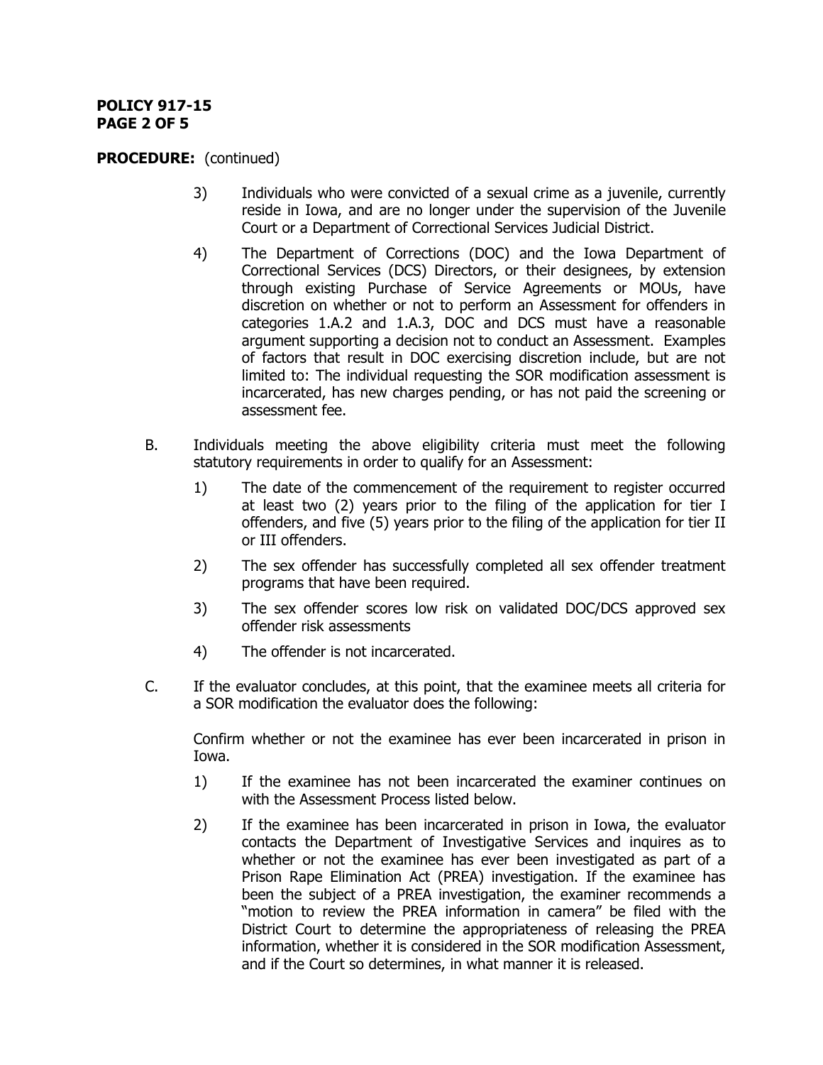**PROCEDURE:** (continued)

3) Individuals who were convicted of a sexual crime as a juvenile, currently reside in Iowa, and are no longer under the supervision of the Juvenile Court or a Department of Correctional Services Judicial District.

4) The Department of Corrections (DOC) and the Iowa Department of Correctional Services (DCS) Directors, or their designees, by extension through existing Purchase of Service Agreements or MOUs, have discretion on whether or not to perform an Assessment for offenders in categories 1.A.2 and 1.A.3, DOC and DCS must have a reasonable argument supporting a decision not to conduct an Assessment. Examples of factors that result in DOC exercising discretion include, but are not limited to: The individual requesting the SOR modification assessment is incarcerated, has new charges pending, or has not paid the screening or assessment fee.

B. Individuals meeting the above eligibility criteria must meet the following statutory requirements in order to qualify for an Assessment:

1) The date of the commencement of the requirement to register occurred at least two (2) years prior to the filing of the application for tier I offenders, and five (5) years prior to the filing of the application for tier II or III offenders.

2) The sex offender has successfully completed all sex offender treatment programs that have been required.

3) The sex offender scores low risk on validated DOC/DCS approved sex offender risk assessments

4) The offender is not incarcerated.

C. If the evaluator concludes, at this point, that the examinee meets all criteria for a SOR modification the evaluator does the following:

Confirm whether or not the examinee has ever been incarcerated in prison in Iowa.

1) If the examinee has not been incarcerated the examiner continues on with the Assessment Process listed below.

2) If the examinee has been incarcerated in prison in Iowa, the evaluator contacts the Department of Investigative Services and inquires as to whether or not the examinee has ever been investigated as part of a Prison Rape Elimination Act (PREA) investigation. If the examinee has been the subject of a PREA investigation, the examiner recommends a "motion to review the PREA information in camera" be filed with the District Court to determine the appropriateness of releasing the PREA information, whether it is considered in the SOR modification Assessment, and if the Court so determines, in what manner it is released.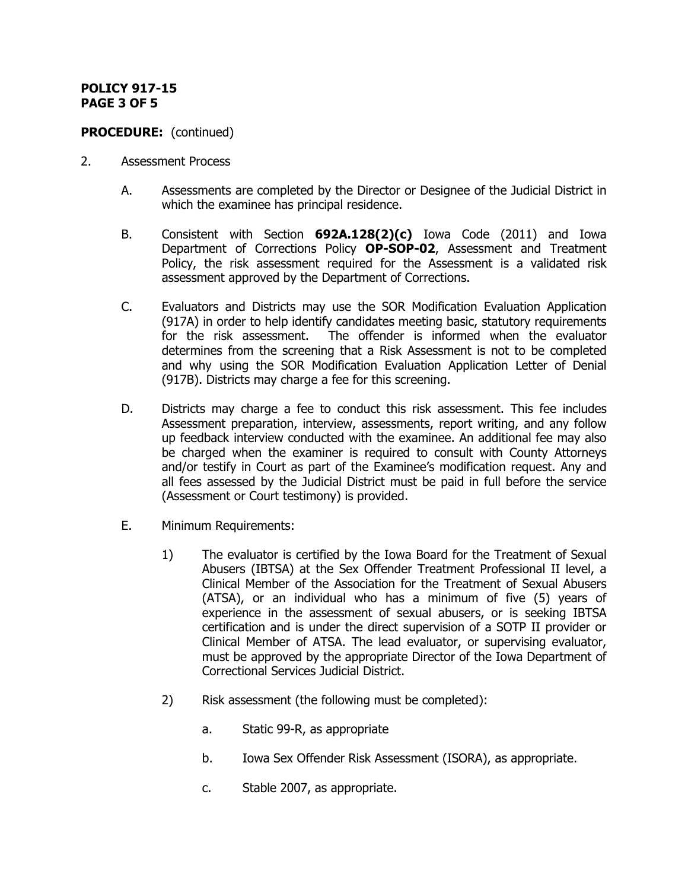**PROCEDURE:** (continued)

2. Assessment Process

   A. Assessments are completed by the Director or Designee of the Judicial District in which the examinee has principal residence.

   B. Consistent with Section **692A.128(2)(c)** Iowa Code (2011) and Iowa Department of Corrections Policy **OP-SOP-02**, Assessment and Treatment Policy, the risk assessment required for the Assessment is a validated risk assessment approved by the Department of Corrections.

   C. Evaluators and Districts may use the SOR Modification Evaluation Application (917A) in order to help identify candidates meeting basic, statutory requirements for the risk assessment. The offender is informed when the evaluator determines from the screening that a Risk Assessment is not to be completed and why using the SOR Modification Evaluation Application Letter of Denial (917B). Districts may charge a fee for this screening.

   D. Districts may charge a fee to conduct this risk assessment. This fee includes Assessment preparation, interview, assessments, report writing, and any follow up feedback interview conducted with the examinee. An additional fee may also be charged when the examiner is required to consult with County Attorneys and/or testify in Court as part of the Examinee's modification request. Any and all fees assessed by the Judicial District must be paid in full before the service (Assessment or Court testimony) is provided.

   E. Minimum Requirements:

      1) The evaluator is certified by the Iowa Board for the Treatment of Sexual Abusers (IBTSA) at the Sex Offender Treatment Professional II level, a Clinical Member of the Association for the Treatment of Sexual Abusers (ATSA), or an individual who has a minimum of five (5) years of experience in the assessment of sexual abusers, or is seeking IBTSA certification and is under the direct supervision of a SOTP II provider or Clinical Member of ATSA. The lead evaluator, or supervising evaluator, must be approved by the appropriate Director of the Iowa Department of Correctional Services Judicial District.

      2) Risk assessment (the following must be completed):

         a. Static 99-R, as appropriate

         b. Iowa Sex Offender Risk Assessment (ISORA), as appropriate.

         c. Stable 2007, as appropriate.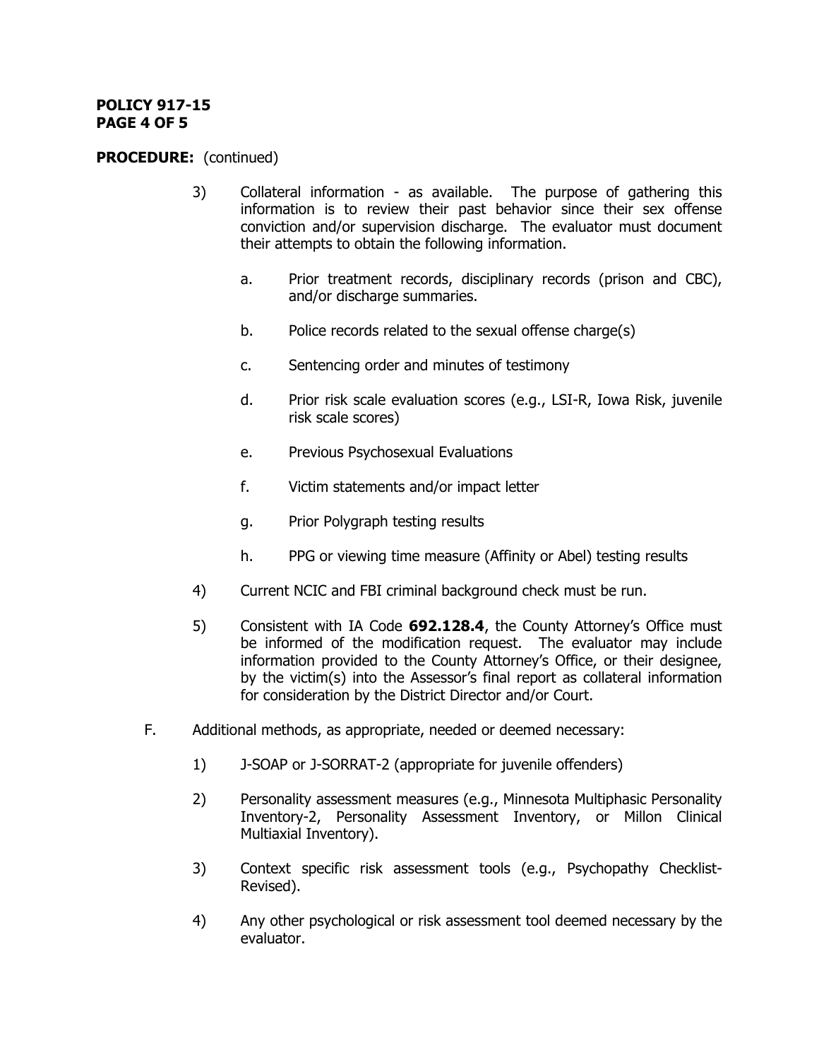**PROCEDURE:** (continued)

3) Collateral information - as available. The purpose of gathering this information is to review their past behavior since their sex offense conviction and/or supervision discharge. The evaluator must document their attempts to obtain the following information.

   a. Prior treatment records, disciplinary records (prison and CBC), and/or discharge summaries.

   b. Police records related to the sexual offense charge(s)

   c. Sentencing order and minutes of testimony

   d. Prior risk scale evaluation scores (e.g., LSI-R, Iowa Risk, juvenile risk scale scores)

   e. Previous Psychosexual Evaluations

   f. Victim statements and/or impact letter

   g. Prior Polygraph testing results

   h. PPG or viewing time measure (Affinity or Abel) testing results

4) Current NCIC and FBI criminal background check must be run.

5) Consistent with IA Code **692.128.4**, the County Attorney's Office must be informed of the modification request. The evaluator may include information provided to the County Attorney's Office, or their designee, by the victim(s) into the Assessor's final report as collateral information for consideration by the District Director and/or Court.

F. Additional methods, as appropriate, needed or deemed necessary:

   1) J-SOAP or J-SORRAT-2 (appropriate for juvenile offenders)

   2) Personality assessment measures (e.g., Minnesota Multiphasic Personality Inventory-2, Personality Assessment Inventory, or Millon Clinical Multiaxial Inventory).

   3) Context specific risk assessment tools (e.g., Psychopathy Checklist-Revised).

   4) Any other psychological or risk assessment tool deemed necessary by the evaluator.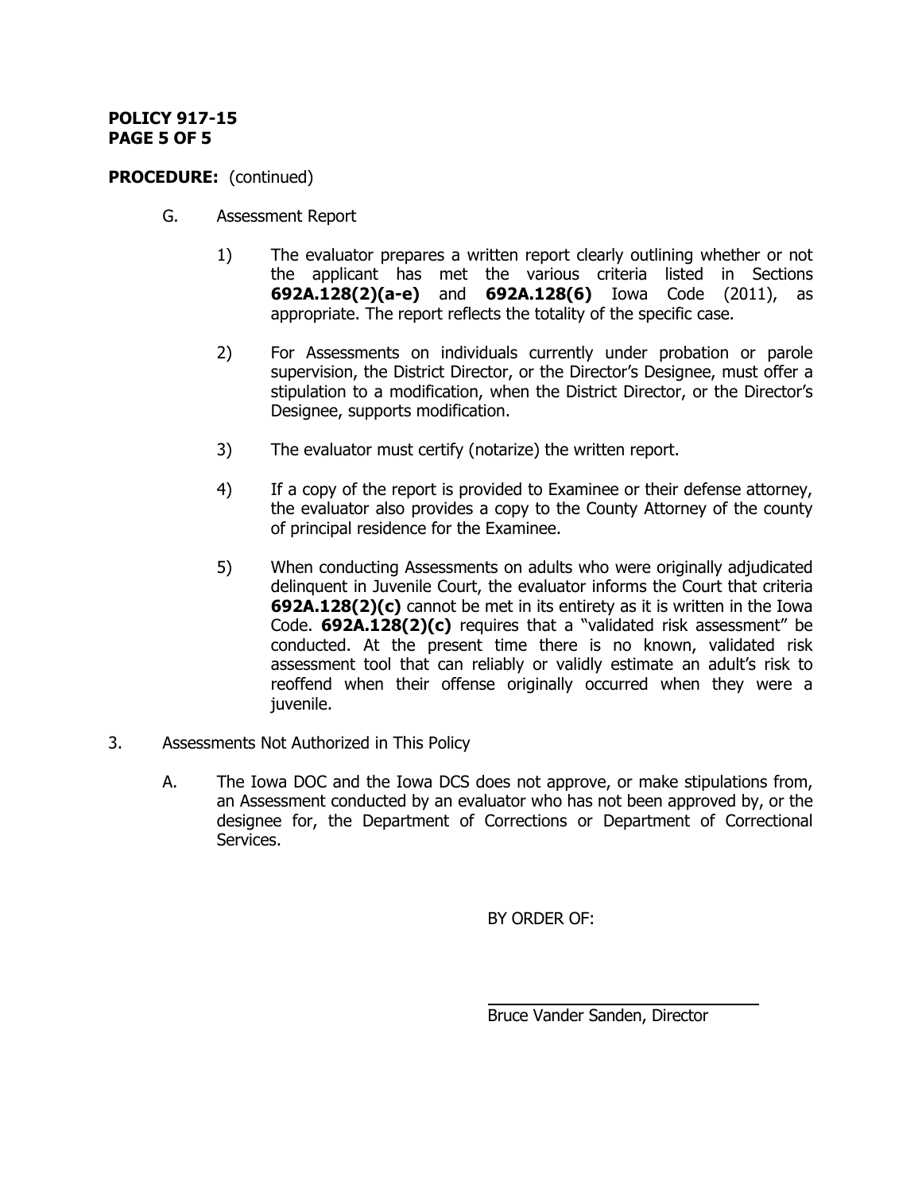**PROCEDURE:** (continued)

G. Assessment Report

1) The evaluator prepares a written report clearly outlining whether or not the applicant has met the various criteria listed in Sections **692A.128(2)(a-e)** and **692A.128(6)** Iowa Code (2011), as appropriate. The report reflects the totality of the specific case.

2) For Assessments on individuals currently under probation or parole supervision, the District Director, or the Director's Designee, must offer a stipulation to a modification, when the District Director, or the Director's Designee, supports modification.

3) The evaluator must certify (notarize) the written report.

4) If a copy of the report is provided to Examinee or their defense attorney, the evaluator also provides a copy to the County Attorney of the county of principal residence for the Examinee.

5) When conducting Assessments on adults who were originally adjudicated delinquent in Juvenile Court, the evaluator informs the Court that criteria **692A.128(2)(c)** cannot be met in its entirety as it is written in the Iowa Code. **692A.128(2)(c)** requires that a "validated risk assessment" be conducted. At the present time there is no known, validated risk assessment tool that can reliably or validly estimate an adult's risk to reoffend when their offense originally occurred when they were a juvenile.

3. Assessments Not Authorized in This Policy

A. The Iowa DOC and the Iowa DCS does not approve, or make stipulations from, an Assessment conducted by an evaluator who has not been approved by, or the designee for, the Department of Corrections or Department of Correctional Services.

BY ORDER OF:

Bruce Vander Sanden, Director